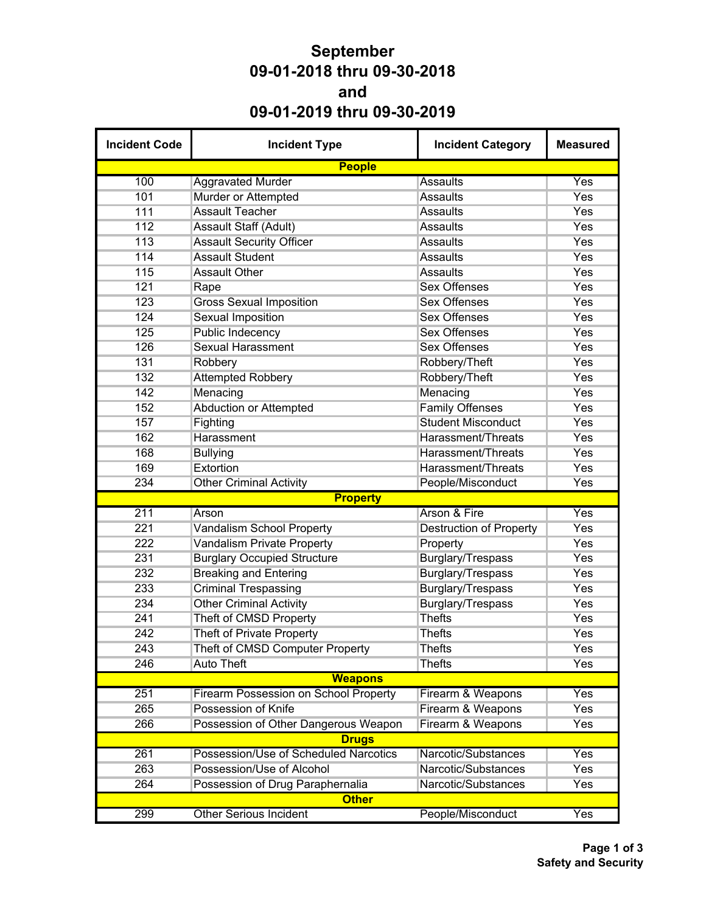# September
# 09-01-2018 thru 09-30-2018
# and
# 09-01-2019 thru 09-30-2019

| Incident Code | Incident Type | Incident Category | Measured |
|---|---|---|---|
| **People** | | | |
| 100 | Aggravated Murder | Assaults | Yes |
| 101 | Murder or Attempted | Assaults | Yes |
| 111 | Assault Teacher | Assaults | Yes |
| 112 | Assault Staff (Adult) | Assaults | Yes |
| 113 | Assault Security Officer | Assaults | Yes |
| 114 | Assault Student | Assaults | Yes |
| 115 | Assault Other | Assaults | Yes |
| 121 | Rape | Sex Offenses | Yes |
| 123 | Gross Sexual Imposition | Sex Offenses | Yes |
| 124 | Sexual Imposition | Sex Offenses | Yes |
| 125 | Public Indecency | Sex Offenses | Yes |
| 126 | Sexual Harassment | Sex Offenses | Yes |
| 131 | Robbery | Robbery/Theft | Yes |
| 132 | Attempted Robbery | Robbery/Theft | Yes |
| 142 | Menacing | Menacing | Yes |
| 152 | Abduction or Attempted | Family Offenses | Yes |
| 157 | Fighting | Student Misconduct | Yes |
| 162 | Harassment | Harassment/Threats | Yes |
| 168 | Bullying | Harassment/Threats | Yes |
| 169 | Extortion | Harassment/Threats | Yes |
| 234 | Other Criminal Activity | People/Misconduct | Yes |
| **Property** | | | |
| 211 | Arson | Arson & Fire | Yes |
| 221 | Vandalism School Property | Destruction of Property | Yes |
| 222 | Vandalism Private Property | Property | Yes |
| 231 | Burglary Occupied Structure | Burglary/Trespass | Yes |
| 232 | Breaking and Entering | Burglary/Trespass | Yes |
| 233 | Criminal Trespassing | Burglary/Trespass | Yes |
| 234 | Other Criminal Activity | Burglary/Trespass | Yes |
| 241 | Theft of CMSD Property | Thefts | Yes |
| 242 | Theft of Private Property | Thefts | Yes |
| 243 | Theft of CMSD Computer Property | Thefts | Yes |
| 246 | Auto Theft | Thefts | Yes |
| **Weapons** | | | |
| 251 | Firearm Possession on School Property | Firearm & Weapons | Yes |
| 265 | Possession of Knife | Firearm & Weapons | Yes |
| 266 | Possession of Other Dangerous Weapon | Firearm & Weapons | Yes |
| **Drugs** | | | |
| 261 | Possession/Use of Scheduled Narcotics | Narcotic/Substances | Yes |
| 263 | Possession/Use of Alcohol | Narcotic/Substances | Yes |
| 264 | Possession of Drug Paraphernalia | Narcotic/Substances | Yes |
| **Other** | | | |
| 299 | Other Serious Incident | People/Misconduct | Yes |

Safety and Security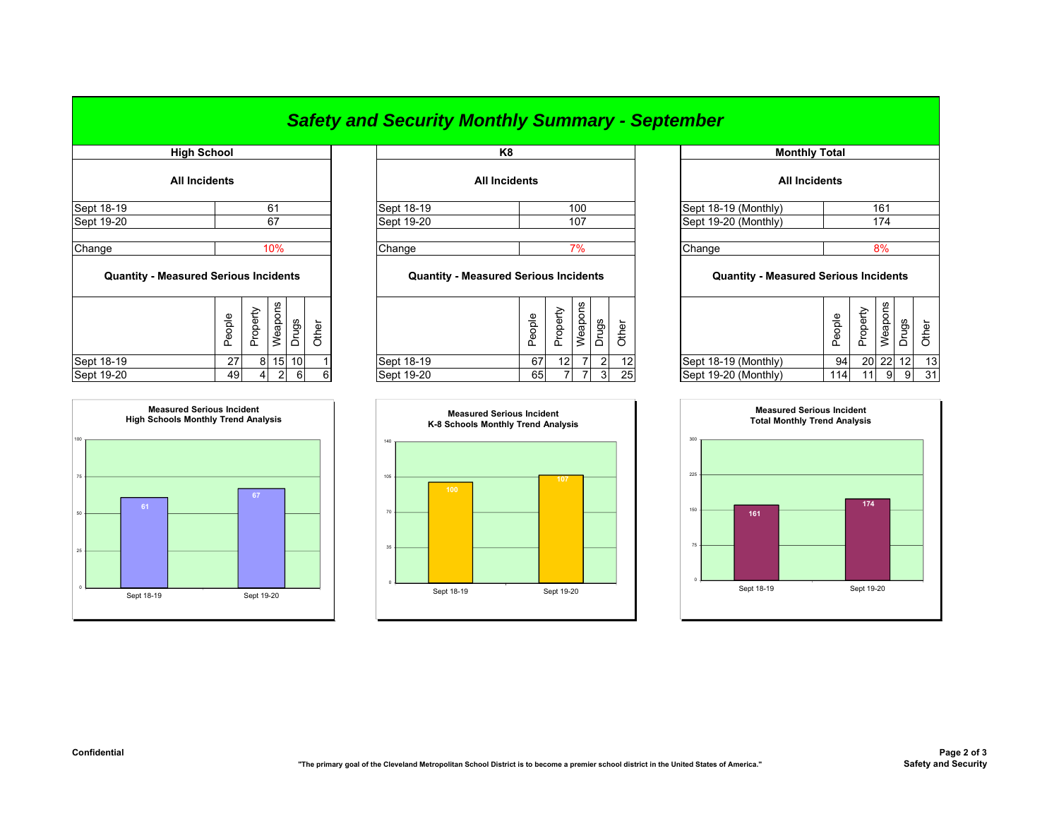# Safety and Security Monthly Summary - September

## High School

**All Incidents**

| | |
|---|---|
| Sept 18-19 | 61 |
| Sept 19-20 | 67 |
| Change | 10% |

**Quantity - Measured Serious Incidents**

| | People | Property | Weapons | Drugs | Other |
|---|---|---|---|---|---|
| Sept 18-19 | 27 | 8 | 15 | 10 | 1 |
| Sept 19-20 | 49 | 4 | 2 | 6 | 6 |

**Measured Serious Incident**
**High Schools Monthly Trend Analysis**

| | |
|---|---|
| Sept 18-19 | 61 |
| Sept 19-20 | 67 |

## K8

**All Incidents**

| | |
|---|---|
| Sept 18-19 | 100 |
| Sept 19-20 | 107 |
| Change | 7% |

**Quantity - Measured Serious Incidents**

| | People | Property | Weapons | Drugs | Other |
|---|---|---|---|---|---|
| Sept 18-19 | 67 | 12 | 7 | 2 | 12 |
| Sept 19-20 | 65 | 7 | 7 | 3 | 25 |

**Measured Serious Incident**
**K-8 Schools Monthly Trend Analysis**

| | |
|---|---|
| Sept 18-19 | 100 |
| Sept 19-20 | 107 |

## Monthly Total

**All Incidents**

| | |
|---|---|
| Sept 18-19 (Monthly) | 161 |
| Sept 19-20 (Monthly) | 174 |
| Change | 8% |

**Quantity - Measured Serious Incidents**

| | People | Property | Weapons | Drugs | Other |
|---|---|---|---|---|---|
| Sept 18-19 (Monthly) | 94 | 20 | 22 | 12 | 13 |
| Sept 19-20 (Monthly) | 114 | 11 | 9 | 9 | 31 |

**Measured Serious Incident**
**Total Monthly Trend Analysis**

| | |
|---|---|
| Sept 18-19 | 161 |
| Sept 19-20 | 174 |

Confidential

"The primary goal of the Cleveland Metropolitan School District is to become a premier school district in the United States of America."

Safety and Security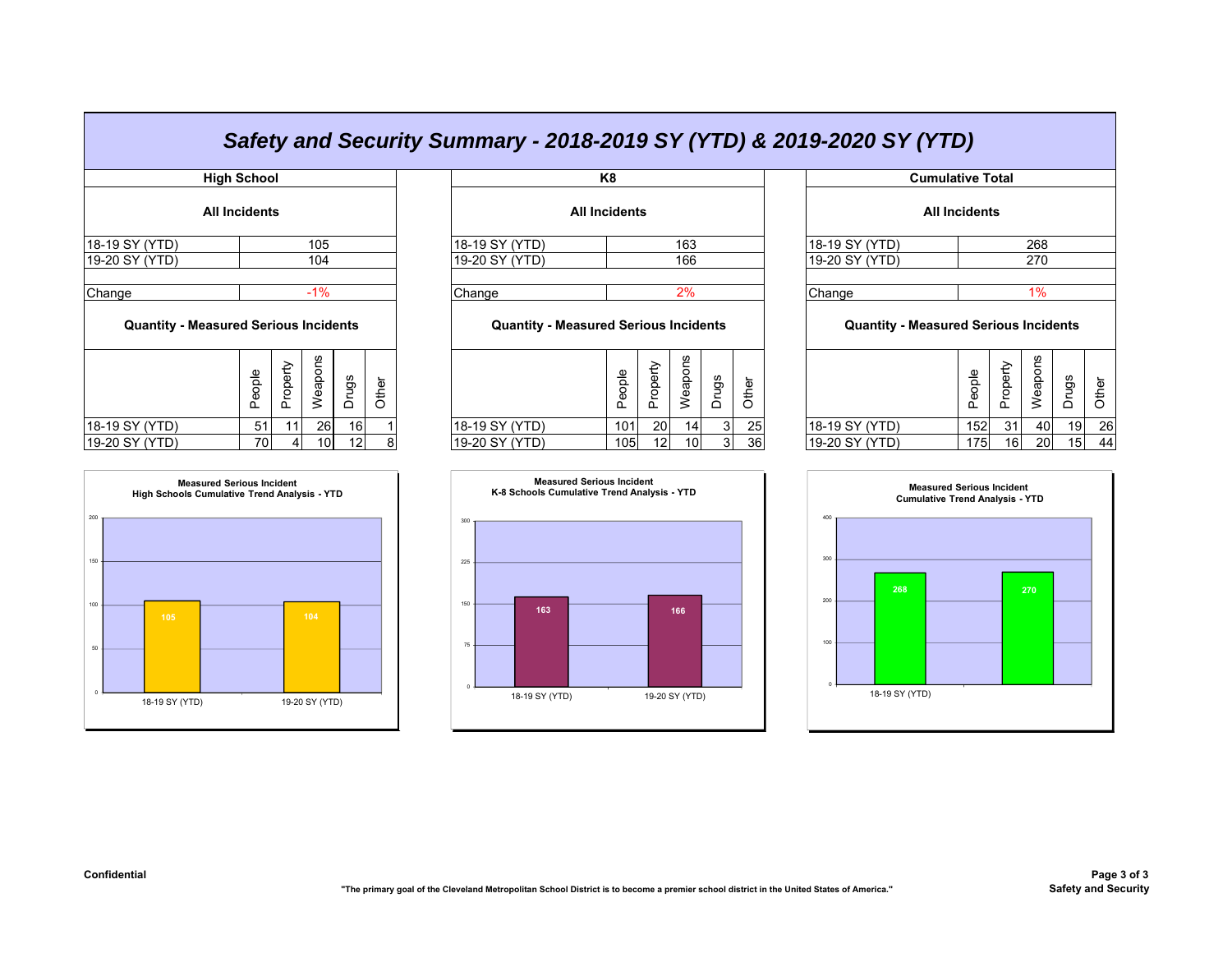# Safety and Security Summary - 2018-2019 SY (YTD) & 2019-2020 SY (YTD)

## High School

### All Incidents

| | |
|---|---|
| 18-19 SY (YTD) | 105 |
| 19-20 SY (YTD) | 104 |
| Change | -1% |

### Quantity - Measured Serious Incidents

| | People | Property | Weapons | Drugs | Other |
|---|---|---|---|---|---|
| 18-19 SY (YTD) | 51 | 11 | 26 | 16 | 1 |
| 19-20 SY (YTD) | 70 | 4 | 10 | 12 | 8 |

## K8

### All Incidents

| | |
|---|---|
| 18-19 SY (YTD) | 163 |
| 19-20 SY (YTD) | 166 |
| Change | 2% |

### Quantity - Measured Serious Incidents

| | People | Property | Weapons | Drugs | Other |
|---|---|---|---|---|---|
| 18-19 SY (YTD) | 101 | 20 | 14 | 3 | 25 |
| 19-20 SY (YTD) | 105 | 12 | 10 | 3 | 36 |

## Cumulative Total

### All Incidents

| | |
|---|---|
| 18-19 SY (YTD) | 268 |
| 19-20 SY (YTD) | 270 |
| Change | 1% |

### Quantity - Measured Serious Incidents

| | People | Property | Weapons | Drugs | Other |
|---|---|---|---|---|---|
| 18-19 SY (YTD) | 152 | 31 | 40 | 19 | 26 |
| 19-20 SY (YTD) | 175 | 16 | 20 | 15 | 44 |

**Measured Serious Incident**
**High Schools Cumulative Trend Analysis - YTD**

200
150
100
50
0
105
104
18-19 SY (YTD)
19-20 SY (YTD)

**Measured Serious Incident**
**K-8 Schools Cumulative Trend Analysis - YTD**

300
225
150
75
0
163
166
18-19 SY (YTD)
19-20 SY (YTD)

**Measured Serious Incident**
**Cumulative Trend Analysis - YTD**

400
300
200
100
0
268
270
18-19 SY (YTD)

Confidential

"The primary goal of the Cleveland Metropolitan School District is to become a premier school district in the United States of America."

Safety and Security